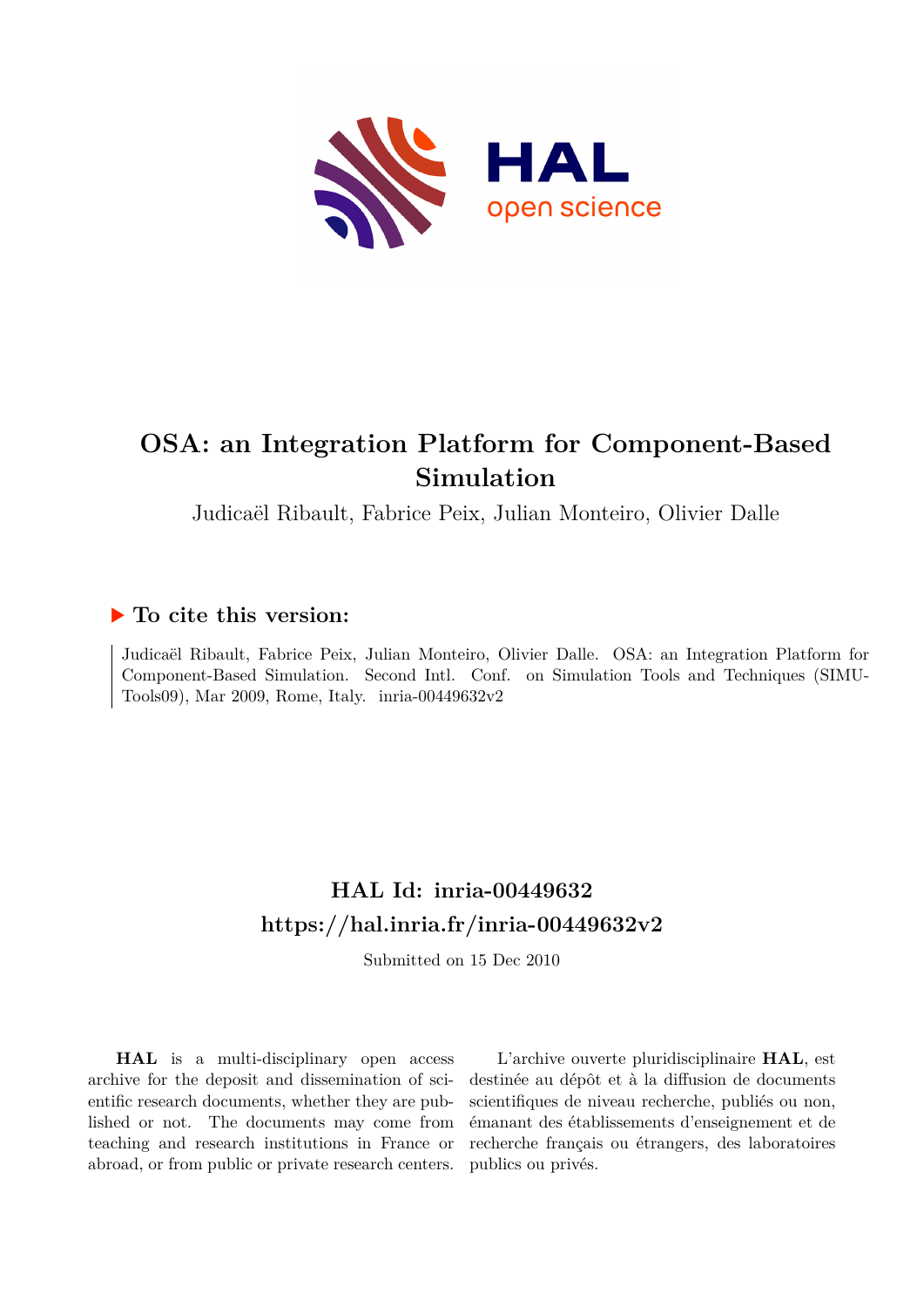# OSA: an Integration Platform for Component-Based Simulation

Judicaël Ribault, Fabrice Peix, Julian Monteiro, Olivier Dalle

## ▶ To cite this version:

Judicaël Ribault, Fabrice Peix, Julian Monteiro, Olivier Dalle. OSA: an Integration Platform for Component-Based Simulation. Second Intl. Conf. on Simulation Tools and Techniques (SIMU-Tools09), Mar 2009, Rome, Italy. inria-00449632v2

## HAL Id: inria-00449632
## https://hal.inria.fr/inria-00449632v2

Submitted on 15 Dec 2010

**HAL** is a multi-disciplinary open access archive for the deposit and dissemination of scientific research documents, whether they are published or not. The documents may come from teaching and research institutions in France or abroad, or from public or private research centers.

L'archive ouverte pluridisciplinaire **HAL**, est destinée au dépôt et à la diffusion de documents scientifiques de niveau recherche, publiés ou non, émanant des établissements d'enseignement et de recherche français ou étrangers, des laboratoires publics ou privés.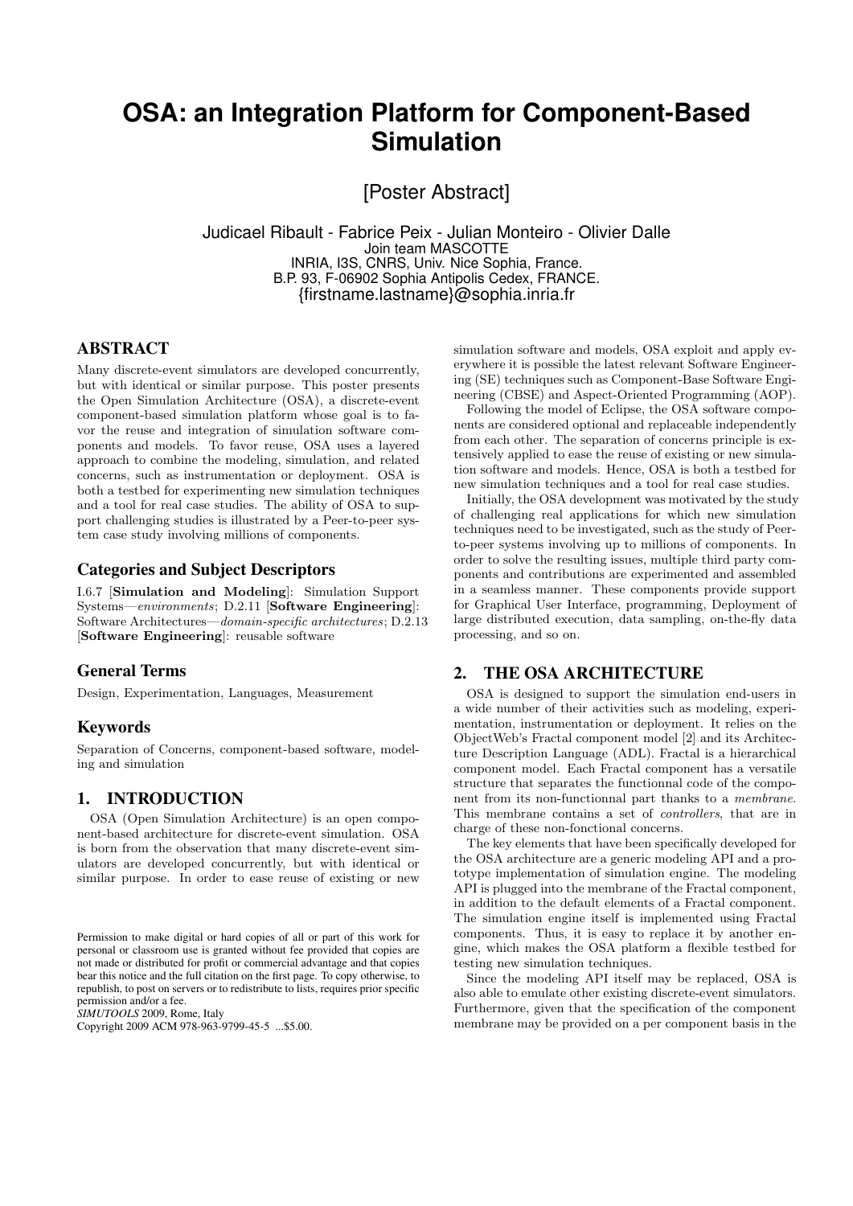# OSA: an Integration Platform for Component-Based Simulation

[Poster Abstract]

Judicael Ribault - Fabrice Peix - Julian Monteiro - Olivier Dalle
Join team MASCOTTE
INRIA, I3S, CNRS, Univ. Nice Sophia, France.
B.P. 93, F-06902 Sophia Antipolis Cedex, FRANCE.
{firstname.lastname}@sophia.inria.fr

## ABSTRACT

Many discrete-event simulators are developed concurrently, but with identical or similar purpose. This poster presents the Open Simulation Architecture (OSA), a discrete-event component-based simulation platform whose goal is to favor the reuse and integration of simulation software components and models. To favor reuse, OSA uses a layered approach to combine the modeling, simulation, and related concerns, such as instrumentation or deployment. OSA is both a testbed for experimenting new simulation techniques and a tool for real case studies. The ability of OSA to support challenging studies is illustrated by a Peer-to-peer system case study involving millions of components.

### Categories and Subject Descriptors

I.6.7 [**Simulation and Modeling**]: Simulation Support Systems—*environments*; D.2.11 [**Software Engineering**]: Software Architectures—*domain-specific architectures*; D.2.13 [**Software Engineering**]: reusable software

### General Terms

Design, Experimentation, Languages, Measurement

### Keywords

Separation of Concerns, component-based software, modeling and simulation

## 1. INTRODUCTION

OSA (Open Simulation Architecture) is an open component-based architecture for discrete-event simulation. OSA is born from the observation that many discrete-event simulators are developed concurrently, but with identical or similar purpose. In order to ease reuse of existing or new simulation software and models, OSA exploit and apply everywhere it is possible the latest relevant Software Engineering (SE) techniques such as Component-Base Software Engineering (CBSE) and Aspect-Oriented Programming (AOP).

Following the model of Eclipse, the OSA software components are considered optional and replaceable independently from each other. The separation of concerns principle is extensively applied to ease the reuse of existing or new simulation software and models. Hence, OSA is both a testbed for new simulation techniques and a tool for real case studies.

Initially, the OSA development was motivated by the study of challenging real applications for which new simulation techniques need to be investigated, such as the study of Peer-to-peer systems involving up to millions of components. In order to solve the resulting issues, multiple third party components and contributions are experimented and assembled in a seamless manner. These components provide support for Graphical User Interface, programming, Deployment of large distributed execution, data sampling, on-the-fly data processing, and so on.

## 2. THE OSA ARCHITECTURE

OSA is designed to support the simulation end-users in a wide number of their activities such as modeling, experimentation, instrumentation or deployment. It relies on the ObjectWeb's Fractal component model [2] and its Architecture Description Language (ADL). Fractal is a hierarchical component model. Each Fractal component has a versatile structure that separates the functionnal code of the component from its non-functionnal part thanks to a *membrane*. This membrane contains a set of *controllers*, that are in charge of these non-fonctional concerns.

The key elements that have been specifically developed for the OSA architecture are a generic modeling API and a prototype implementation of simulation engine. The modeling API is plugged into the membrane of the Fractal component, in addition to the default elements of a Fractal component. The simulation engine itself is implemented using Fractal components. Thus, it is easy to replace it by another engine, which makes the OSA platform a flexible testbed for testing new simulation techniques.

Since the modeling API itself may be replaced, OSA is also able to emulate other existing discrete-event simulators. Furthermore, given that the specification of the component membrane may be provided on a per component basis in the

Permission to make digital or hard copies of all or part of this work for personal or classroom use is granted without fee provided that copies are not made or distributed for profit or commercial advantage and that copies bear this notice and the full citation on the first page. To copy otherwise, to republish, to post on servers or to redistribute to lists, requires prior specific permission and/or a fee.
*SIMUTOOLS* 2009, Rome, Italy
Copyright 2009 ACM 978-963-9799-45-5 ...$5.00.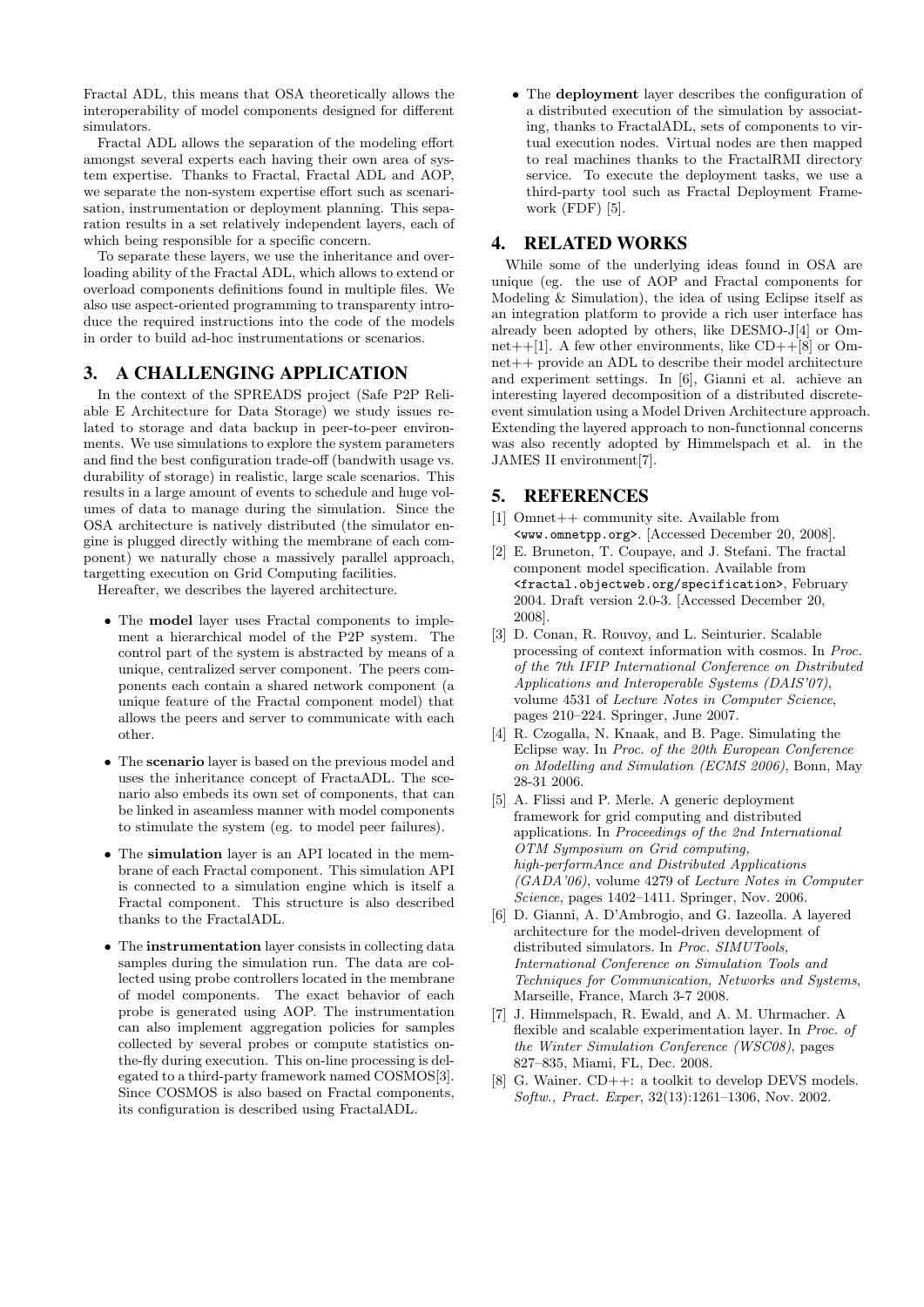Fractal ADL, this means that OSA theoretically allows the interoperability of model components designed for different simulators.

Fractal ADL allows the separation of the modeling effort amongst several experts each having their own area of system expertise. Thanks to Fractal, Fractal ADL and AOP, we separate the non-system expertise effort such as scenarisation, instrumentation or deployment planning. This separation results in a set relatively independent layers, each of which being responsible for a specific concern.

To separate these layers, we use the inheritance and overloading ability of the Fractal ADL, which allows to extend or overload components definitions found in multiple files. We also use aspect-oriented programming to transparenty introduce the required instructions into the code of the models in order to build ad-hoc instrumentations or scenarios.

## 3. A CHALLENGING APPLICATION

In the context of the SPREADS project (Safe P2P Reliable E Architecture for Data Storage) we study issues related to storage and data backup in peer-to-peer environments. We use simulations to explore the system parameters and find the best configuration trade-off (bandwith usage vs. durability of storage) in realistic, large scale scenarios. This results in a large amount of events to schedule and huge volumes of data to manage during the simulation. Since the OSA architecture is natively distributed (the simulator engine is plugged directly withing the membrane of each component) we naturally chose a massively parallel approach, targetting execution on Grid Computing facilities.

Hereafter, we describes the layered architecture.

- The **model** layer uses Fractal components to implement a hierarchical model of the P2P system. The control part of the system is abstracted by means of a unique, centralized server component. The peers components each contain a shared network component (a unique feature of the Fractal component model) that allows the peers and server to communicate with each other.

- The **scenario** layer is based on the previous model and uses the inheritance concept of FractaADL. The scenario also embeds its own set of components, that can be linked in aseamless manner with model components to stimulate the system (eg. to model peer failures).

- The **simulation** layer is an API located in the membrane of each Fractal component. This simulation API is connected to a simulation engine which is itself a Fractal component. This structure is also described thanks to the FractalADL.

- The **instrumentation** layer consists in collecting data samples during the simulation run. The data are collected using probe controllers located in the membrane of model components. The exact behavior of each probe is generated using AOP. The instrumentation can also implement aggregation policies for samples collected by several probes or compute statistics on-the-fly during execution. This on-line processing is delegated to a third-party framework named COSMOS[3]. Since COSMOS is also based on Fractal components, its configuration is described using FractalADL.

- The **deployment** layer describes the configuration of a distributed execution of the simulation by associating, thanks to FractalADL, sets of components to virtual execution nodes. Virtual nodes are then mapped to real machines thanks to the FractalRMI directory service. To execute the deployment tasks, we use a third-party tool such as Fractal Deployment Framework (FDF) [5].

## 4. RELATED WORKS

While some of the underlying ideas found in OSA are unique (eg. the use of AOP and Fractal components for Modeling & Simulation), the idea of using Eclipse itself as an integration platform to provide a rich user interface has already been adopted by others, like DESMO-J[4] or Omnet++[1]. A few other environments, like CD++[8] or Omnet++ provide an ADL to describe their model architecture and experiment settings. In [6], Gianni et al. achieve an interesting layered decomposition of a distributed discrete-event simulation using a Model Driven Architecture approach. Extending the layered approach to non-functionnal concerns was also recently adopted by Himmelspach et al. in the JAMES II environment[7].

## 5. REFERENCES

[1] Omnet++ community site. Available from <www.omnetpp.org>. [Accessed December 20, 2008].

[2] E. Bruneton, T. Coupaye, and J. Stefani. The fractal component model specification. Available from <fractal.objectweb.org/specification>, February 2004. Draft version 2.0-3. [Accessed December 20, 2008].

[3] D. Conan, R. Rouvoy, and L. Seinturier. Scalable processing of context information with cosmos. In *Proc. of the 7th IFIP International Conference on Distributed Applications and Interoperable Systems (DAIS'07)*, volume 4531 of *Lecture Notes in Computer Science*, pages 210–224. Springer, June 2007.

[4] R. Czogalla, N. Knaak, and B. Page. Simulating the Eclipse way. In *Proc. of the 20th European Conference on Modelling and Simulation (ECMS 2006)*, Bonn, May 28-31 2006.

[5] A. Flissi and P. Merle. A generic deployment framework for grid computing and distributed applications. In *Proceedings of the 2nd International OTM Symposium on Grid computing, high-performAnce and Distributed Applications (GADA'06)*, volume 4279 of *Lecture Notes in Computer Science*, pages 1402–1411. Springer, Nov. 2006.

[6] D. Gianni, A. D'Ambrogio, and G. Iazeolla. A layered architecture for the model-driven development of distributed simulators. In *Proc. SIMUTools, International Conference on Simulation Tools and Techniques for Communication, Networks and Systems*, Marseille, France, March 3-7 2008.

[7] J. Himmelspach, R. Ewald, and A. M. Uhrmacher. A flexible and scalable experimentation layer. In *Proc. of the Winter Simulation Conference (WSC08)*, pages 827–835, Miami, FL, Dec. 2008.

[8] G. Wainer. CD++: a toolkit to develop DEVS models. *Softw., Pract. Exper*, 32(13):1261–1306, Nov. 2002.